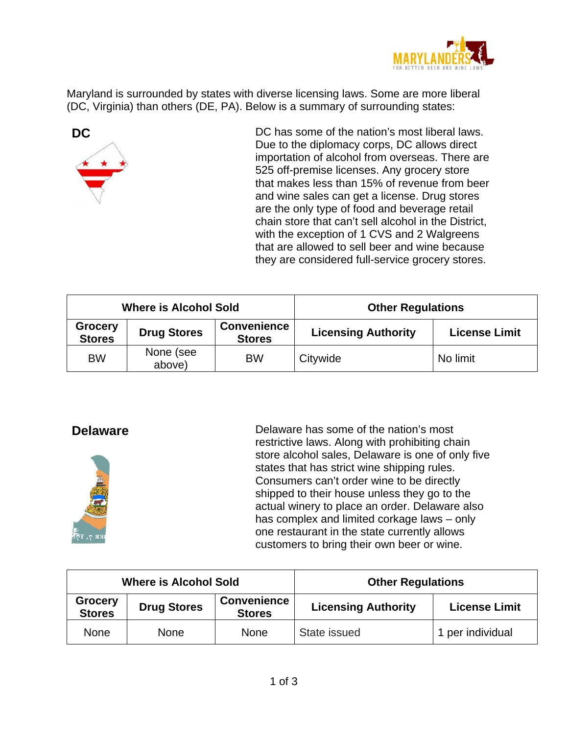Maryland is surrounded by states with diverse licensing laws. Some are more liberal (DC, Virginia) than others (DE, PA). Below is a summary of surrounding states:

## DC

DC has some of the nation's most liberal laws. Due to the diplomacy corps, DC allows direct importation of alcohol from overseas. There are 525 off-premise licenses. Any grocery store that makes less than 15% of revenue from beer and wine sales can get a license. Drug stores are the only type of food and beverage retail chain store that can't sell alcohol in the District, with the exception of 1 CVS and 2 Walgreens that are allowed to sell beer and wine because they are considered full-service grocery stores.

| Where is Alcohol Sold | | | Other Regulations | |
|---|---|---|---|---|
| **Grocery Stores** | **Drug Stores** | **Convenience Stores** | **Licensing Authority** | **License Limit** |
| BW | None (see above) | BW | Citywide | No limit |

## Delaware

Delaware has some of the nation's most restrictive laws. Along with prohibiting chain store alcohol sales, Delaware is one of only five states that has strict wine shipping rules. Consumers can't order wine to be directly shipped to their house unless they go to the actual winery to place an order. Delaware also has complex and limited corkage laws – only one restaurant in the state currently allows customers to bring their own beer or wine.

| Where is Alcohol Sold | | | Other Regulations | |
|---|---|---|---|---|
| **Grocery Stores** | **Drug Stores** | **Convenience Stores** | **Licensing Authority** | **License Limit** |
| None | None | None | State issued | 1 per individual |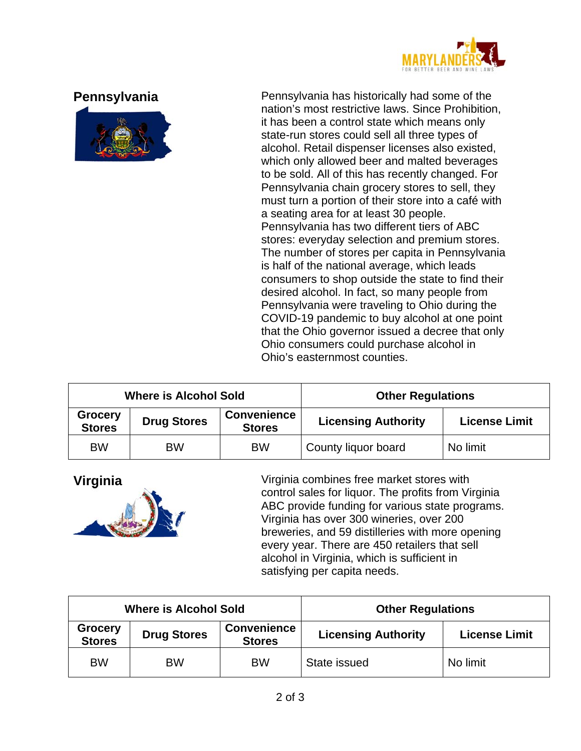## Pennsylvania

Pennsylvania has historically had some of the nation's most restrictive laws. Since Prohibition, it has been a control state which means only state-run stores could sell all three types of alcohol. Retail dispenser licenses also existed, which only allowed beer and malted beverages to be sold. All of this has recently changed. For Pennsylvania chain grocery stores to sell, they must turn a portion of their store into a café with a seating area for at least 30 people. Pennsylvania has two different tiers of ABC stores: everyday selection and premium stores. The number of stores per capita in Pennsylvania is half of the national average, which leads consumers to shop outside the state to find their desired alcohol. In fact, so many people from Pennsylvania were traveling to Ohio during the COVID-19 pandemic to buy alcohol at one point that the Ohio governor issued a decree that only Ohio consumers could purchase alcohol in Ohio's easternmost counties.

| Where is Alcohol Sold | | | Other Regulations | |
|---|---|---|---|---|
| **Grocery Stores** | **Drug Stores** | **Convenience Stores** | **Licensing Authority** | **License Limit** |
| BW | BW | BW | County liquor board | No limit |

## Virginia

Virginia combines free market stores with control sales for liquor. The profits from Virginia ABC provide funding for various state programs. Virginia has over 300 wineries, over 200 breweries, and 59 distilleries with more opening every year. There are 450 retailers that sell alcohol in Virginia, which is sufficient in satisfying per capita needs.

| Where is Alcohol Sold | | | Other Regulations | |
|---|---|---|---|---|
| **Grocery Stores** | **Drug Stores** | **Convenience Stores** | **Licensing Authority** | **License Limit** |
| BW | BW | BW | State issued | No limit |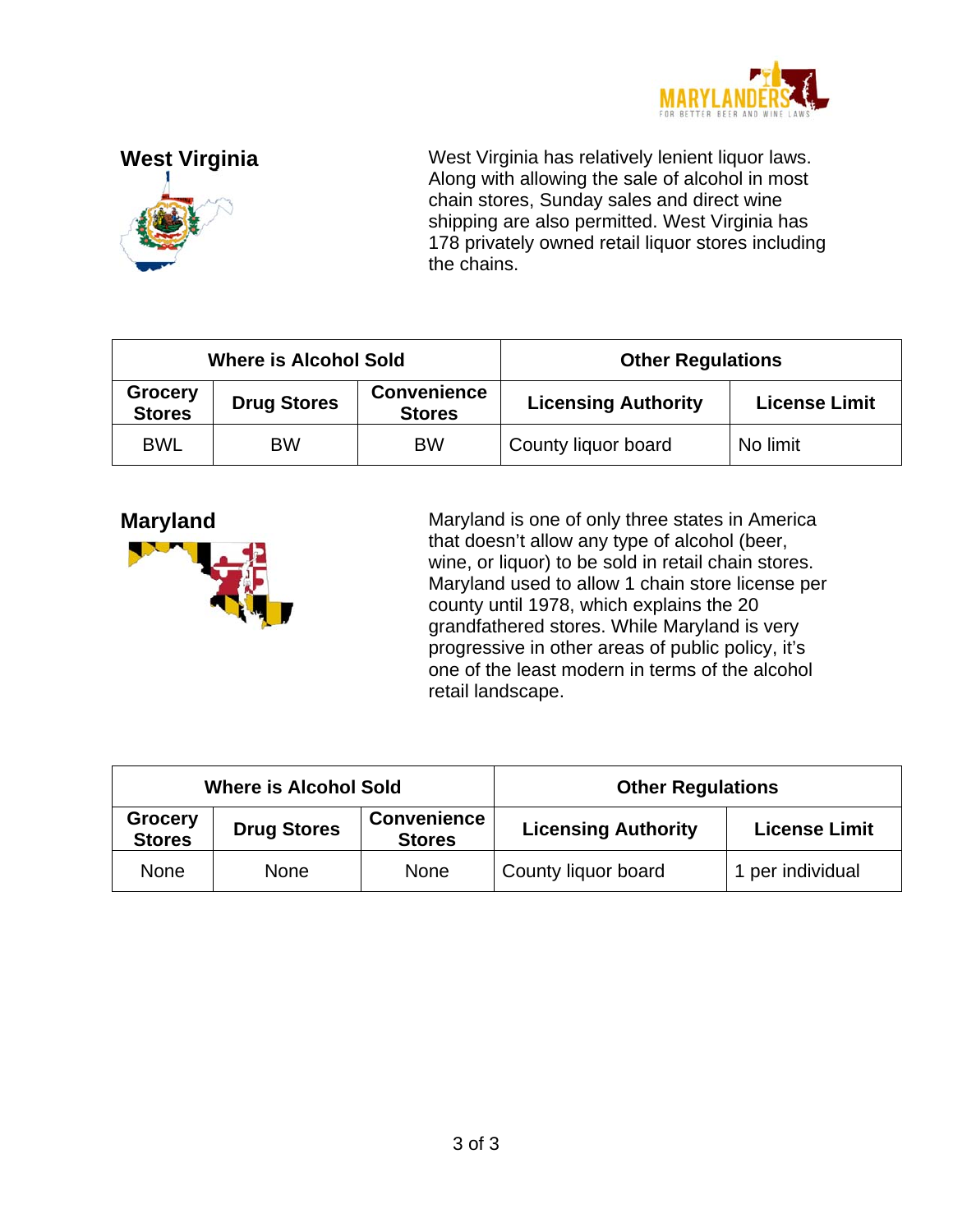## West Virginia

West Virginia has relatively lenient liquor laws. Along with allowing the sale of alcohol in most chain stores, Sunday sales and direct wine shipping are also permitted. West Virginia has 178 privately owned retail liquor stores including the chains.

| Where is Alcohol Sold | | | Other Regulations | |
|---|---|---|---|---|
| Grocery Stores | Drug Stores | Convenience Stores | Licensing Authority | License Limit |
| BWL | BW | BW | County liquor board | No limit |

## Maryland

Maryland is one of only three states in America that doesn't allow any type of alcohol (beer, wine, or liquor) to be sold in retail chain stores. Maryland used to allow 1 chain store license per county until 1978, which explains the 20 grandfathered stores. While Maryland is very progressive in other areas of public policy, it's one of the least modern in terms of the alcohol retail landscape.

| Where is Alcohol Sold | | | Other Regulations | |
|---|---|---|---|---|
| Grocery Stores | Drug Stores | Convenience Stores | Licensing Authority | License Limit |
| None | None | None | County liquor board | 1 per individual |